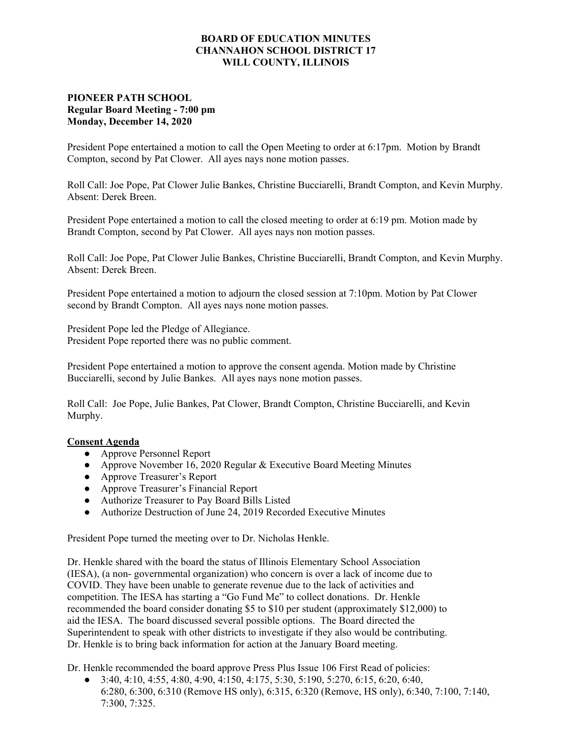**BOARD OF EDUCATION MINUTES**
**CHANNAHON SCHOOL DISTRICT 17**
**WILL COUNTY, ILLINOIS**

**PIONEER PATH SCHOOL**
**Regular Board Meeting - 7:00 pm**
**Monday, December 14, 2020**

President Pope entertained a motion to call the Open Meeting to order at 6:17pm. Motion by Brandt Compton, second by Pat Clower. All ayes nays none motion passes.

Roll Call: Joe Pope, Pat Clower Julie Bankes, Christine Bucciarelli, Brandt Compton, and Kevin Murphy. Absent: Derek Breen.

President Pope entertained a motion to call the closed meeting to order at 6:19 pm. Motion made by Brandt Compton, second by Pat Clower. All ayes nays non motion passes.

Roll Call: Joe Pope, Pat Clower Julie Bankes, Christine Bucciarelli, Brandt Compton, and Kevin Murphy. Absent: Derek Breen.

President Pope entertained a motion to adjourn the closed session at 7:10pm. Motion by Pat Clower second by Brandt Compton. All ayes nays none motion passes.

President Pope led the Pledge of Allegiance.
President Pope reported there was no public comment.

President Pope entertained a motion to approve the consent agenda. Motion made by Christine Bucciarelli, second by Julie Bankes. All ayes nays none motion passes.

Roll Call: Joe Pope, Julie Bankes, Pat Clower, Brandt Compton, Christine Bucciarelli, and Kevin Murphy.

**Consent Agenda**

- Approve Personnel Report
- Approve November 16, 2020 Regular & Executive Board Meeting Minutes
- Approve Treasurer's Report
- Approve Treasurer's Financial Report
- Authorize Treasurer to Pay Board Bills Listed
- Authorize Destruction of June 24, 2019 Recorded Executive Minutes

President Pope turned the meeting over to Dr. Nicholas Henkle.

Dr. Henkle shared with the board the status of Illinois Elementary School Association (IESA), (a non- governmental organization) who concern is over a lack of income due to COVID. They have been unable to generate revenue due to the lack of activities and competition. The IESA has starting a "Go Fund Me" to collect donations. Dr. Henkle recommended the board consider donating $5 to $10 per student (approximately $12,000) to aid the IESA. The board discussed several possible options. The Board directed the Superintendent to speak with other districts to investigate if they also would be contributing. Dr. Henkle is to bring back information for action at the January Board meeting.

Dr. Henkle recommended the board approve Press Plus Issue 106 First Read of policies:

- 3:40, 4:10, 4:55, 4:80, 4:90, 4:150, 4:175, 5:30, 5:190, 5:270, 6:15, 6:20, 6:40, 6:280, 6:300, 6:310 (Remove HS only), 6:315, 6:320 (Remove, HS only), 6:340, 7:100, 7:140, 7:300, 7:325.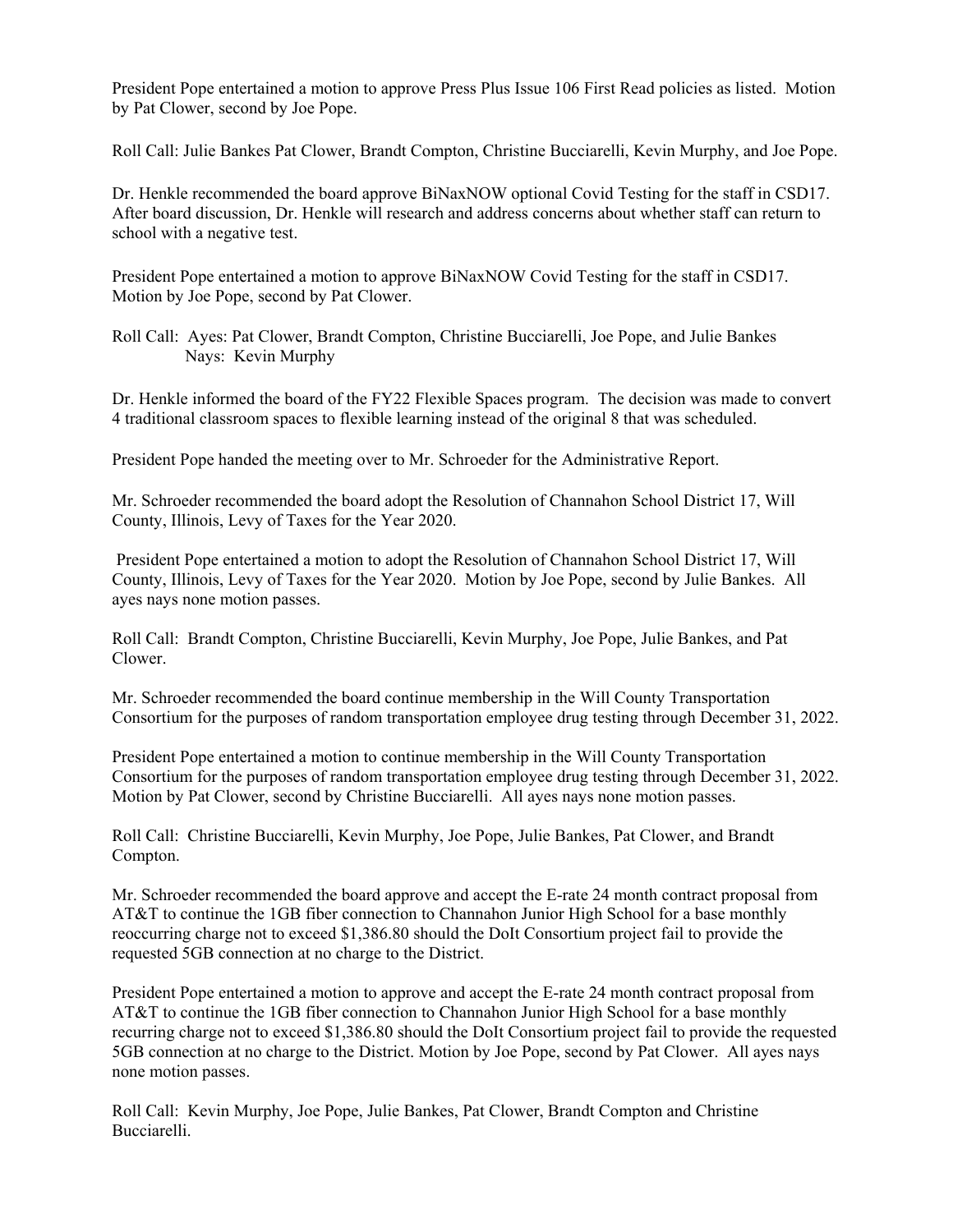President Pope entertained a motion to approve Press Plus Issue 106 First Read policies as listed. Motion by Pat Clower, second by Joe Pope.

Roll Call: Julie Bankes Pat Clower, Brandt Compton, Christine Bucciarelli, Kevin Murphy, and Joe Pope.

Dr. Henkle recommended the board approve BiNaxNOW optional Covid Testing for the staff in CSD17. After board discussion, Dr. Henkle will research and address concerns about whether staff can return to school with a negative test.

President Pope entertained a motion to approve BiNaxNOW Covid Testing for the staff in CSD17. Motion by Joe Pope, second by Pat Clower.

Roll Call: Ayes: Pat Clower, Brandt Compton, Christine Bucciarelli, Joe Pope, and Julie Bankes
Nays: Kevin Murphy

Dr. Henkle informed the board of the FY22 Flexible Spaces program. The decision was made to convert 4 traditional classroom spaces to flexible learning instead of the original 8 that was scheduled.

President Pope handed the meeting over to Mr. Schroeder for the Administrative Report.

Mr. Schroeder recommended the board adopt the Resolution of Channahon School District 17, Will County, Illinois, Levy of Taxes for the Year 2020.

President Pope entertained a motion to adopt the Resolution of Channahon School District 17, Will County, Illinois, Levy of Taxes for the Year 2020. Motion by Joe Pope, second by Julie Bankes. All ayes nays none motion passes.

Roll Call: Brandt Compton, Christine Bucciarelli, Kevin Murphy, Joe Pope, Julie Bankes, and Pat Clower.

Mr. Schroeder recommended the board continue membership in the Will County Transportation Consortium for the purposes of random transportation employee drug testing through December 31, 2022.

President Pope entertained a motion to continue membership in the Will County Transportation Consortium for the purposes of random transportation employee drug testing through December 31, 2022. Motion by Pat Clower, second by Christine Bucciarelli. All ayes nays none motion passes.

Roll Call: Christine Bucciarelli, Kevin Murphy, Joe Pope, Julie Bankes, Pat Clower, and Brandt Compton.

Mr. Schroeder recommended the board approve and accept the E-rate 24 month contract proposal from AT&T to continue the 1GB fiber connection to Channahon Junior High School for a base monthly reoccurring charge not to exceed $1,386.80 should the DoIt Consortium project fail to provide the requested 5GB connection at no charge to the District.

President Pope entertained a motion to approve and accept the E-rate 24 month contract proposal from AT&T to continue the 1GB fiber connection to Channahon Junior High School for a base monthly recurring charge not to exceed $1,386.80 should the DoIt Consortium project fail to provide the requested 5GB connection at no charge to the District. Motion by Joe Pope, second by Pat Clower. All ayes nays none motion passes.

Roll Call: Kevin Murphy, Joe Pope, Julie Bankes, Pat Clower, Brandt Compton and Christine Bucciarelli.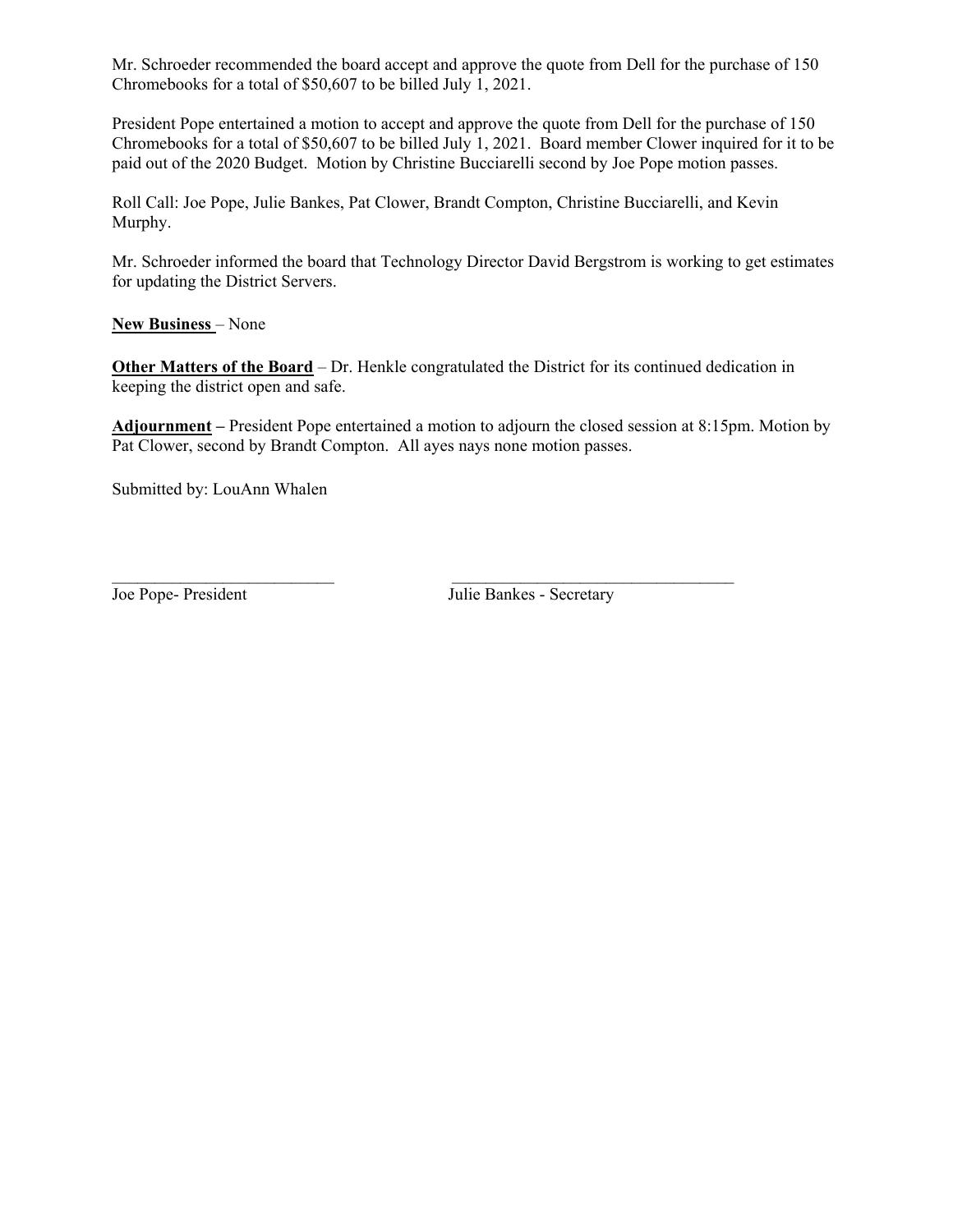Mr. Schroeder recommended the board accept and approve the quote from Dell for the purchase of 150 Chromebooks for a total of $50,607 to be billed July 1, 2021.

President Pope entertained a motion to accept and approve the quote from Dell for the purchase of 150 Chromebooks for a total of $50,607 to be billed July 1, 2021. Board member Clower inquired for it to be paid out of the 2020 Budget. Motion by Christine Bucciarelli second by Joe Pope motion passes.

Roll Call: Joe Pope, Julie Bankes, Pat Clower, Brandt Compton, Christine Bucciarelli, and Kevin Murphy.

Mr. Schroeder informed the board that Technology Director David Bergstrom is working to get estimates for updating the District Servers.

**New Business** – None

**Other Matters of the Board** – Dr. Henkle congratulated the District for its continued dedication in keeping the district open and safe.

**Adjournment –** President Pope entertained a motion to adjourn the closed session at 8:15pm. Motion by Pat Clower, second by Brandt Compton. All ayes nays none motion passes.

Submitted by: LouAnn Whalen

___________________________ ___________________________________

Joe Pope- President Julie Bankes - Secretary